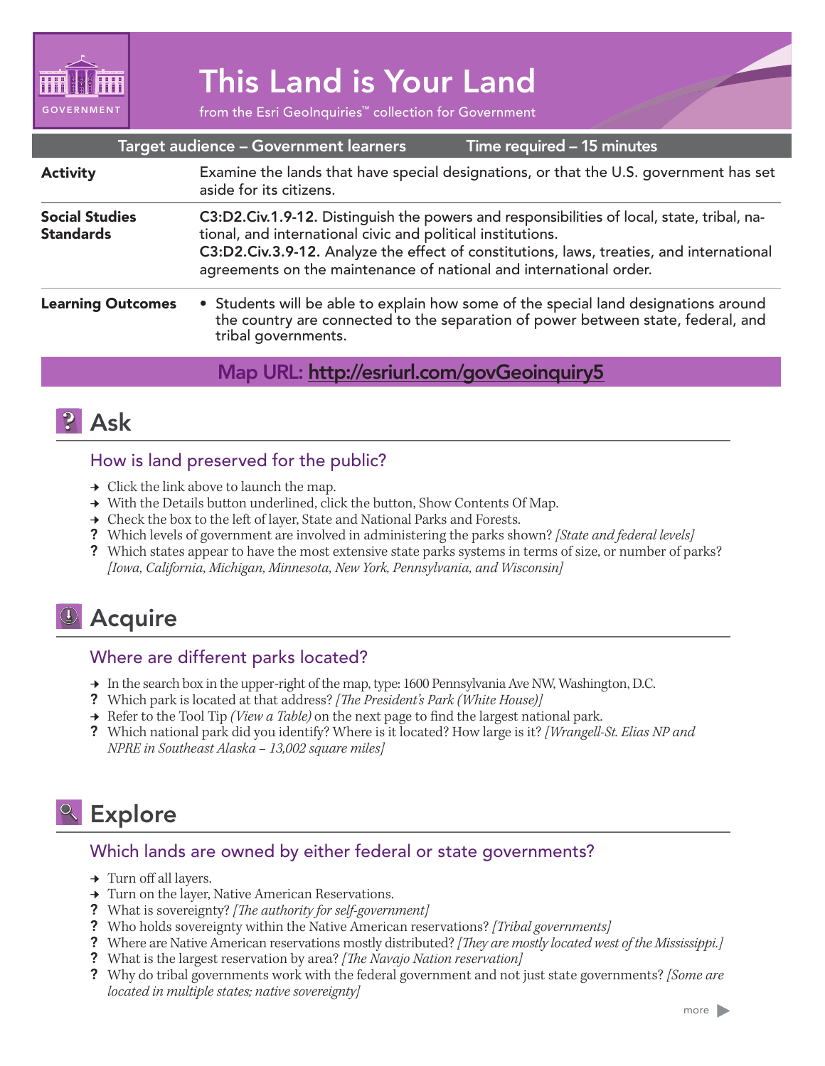GOVERNMENT

# This Land is Your Land

from the Esri GeoInquiries™ collection for Government

| Target audience – Government learners | Time required – 15 minutes |
|---|---|

| | |
|---|---|
| **Activity** | Examine the lands that have special designations, or that the U.S. government has set aside for its citizens. |
| **Social Studies Standards** | **C3:D2.Civ.1.9-12.** Distinguish the powers and responsibilities of local, state, tribal, national, and international civic and political institutions. **C3:D2.Civ.3.9-12.** Analyze the effect of constitutions, laws, treaties, and international agreements on the maintenance of national and international order. |
| **Learning Outcomes** | • Students will be able to explain how some of the special land designations around the country are connected to the separation of power between state, federal, and tribal governments. |

**Map URL: http://esriurl.com/govGeoinquiry5**

## Ask

### How is land preserved for the public?

→ Click the link above to launch the map.
→ With the Details button underlined, click the button, Show Contents Of Map.
→ Check the box to the left of layer, State and National Parks and Forests.
? Which levels of government are involved in administering the parks shown? *[State and federal levels]*
? Which states appear to have the most extensive state parks systems in terms of size, or number of parks? *[Iowa, California, Michigan, Minnesota, New York, Pennsylvania, and Wisconsin]*

## Acquire

### Where are different parks located?

→ In the search box in the upper-right of the map, type: 1600 Pennsylvania Ave NW, Washington, D.C.
? Which park is located at that address? *[The President's Park (White House)]*
→ Refer to the Tool Tip *(View a Table)* on the next page to find the largest national park.
? Which national park did you identify? Where is it located? How large is it? *[Wrangell-St. Elias NP and NPRE in Southeast Alaska – 13,002 square miles]*

## Explore

### Which lands are owned by either federal or state governments?

→ Turn off all layers.
→ Turn on the layer, Native American Reservations.
? What is sovereignty? *[The authority for self-government]*
? Who holds sovereignty within the Native American reservations? *[Tribal governments]*
? Where are Native American reservations mostly distributed? *[They are mostly located west of the Mississippi.]*
? What is the largest reservation by area? *[The Navajo Nation reservation]*
? Why do tribal governments work with the federal government and not just state governments? *[Some are located in multiple states; native sovereignty]*

more ▶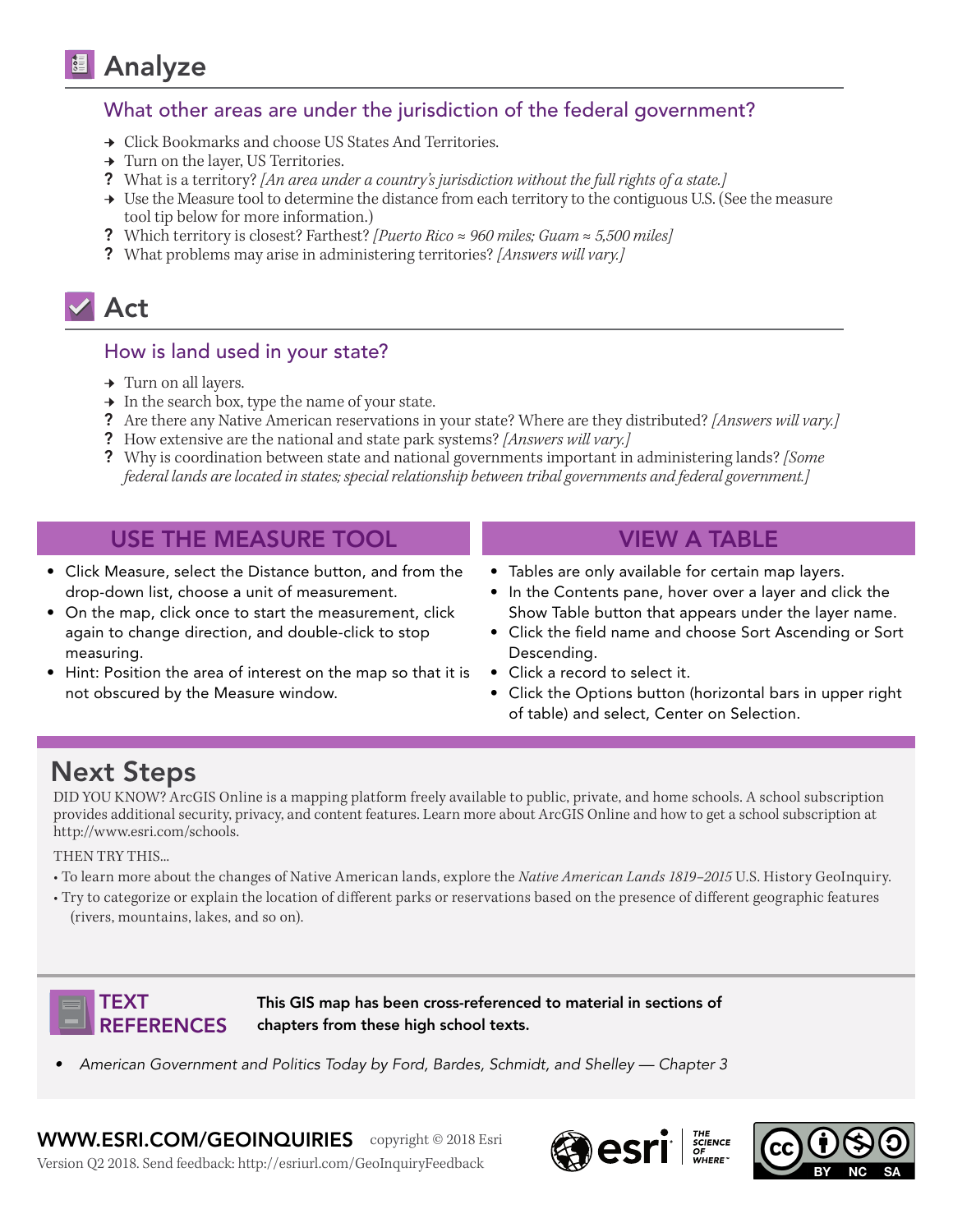## Analyze

### What other areas are under the jurisdiction of the federal government?

- → Click Bookmarks and choose US States And Territories.
- → Turn on the layer, US Territories.
- ? What is a territory? *[An area under a country's jurisdiction without the full rights of a state.]*
- → Use the Measure tool to determine the distance from each territory to the contiguous U.S. (See the measure tool tip below for more information.)
- ? Which territory is closest? Farthest? *[Puerto Rico ≈ 960 miles; Guam ≈ 5,500 miles]*
- ? What problems may arise in administering territories? *[Answers will vary.]*

## Act

### How is land used in your state?

- → Turn on all layers.
- → In the search box, type the name of your state.
- ? Are there any Native American reservations in your state? Where are they distributed? *[Answers will vary.]*
- ? How extensive are the national and state park systems? *[Answers will vary.]*
- ? Why is coordination between state and national governments important in administering lands? *[Some federal lands are located in states; special relationship between tribal governments and federal government.]*

### USE THE MEASURE TOOL

- Click Measure, select the Distance button, and from the drop-down list, choose a unit of measurement.
- On the map, click once to start the measurement, click again to change direction, and double-click to stop measuring.
- Hint: Position the area of interest on the map so that it is not obscured by the Measure window.

### VIEW A TABLE

- Tables are only available for certain map layers.
- In the Contents pane, hover over a layer and click the Show Table button that appears under the layer name.
- Click the field name and choose Sort Ascending or Sort Descending.
- Click a record to select it.
- Click the Options button (horizontal bars in upper right of table) and select, Center on Selection.

## Next Steps

DID YOU KNOW? ArcGIS Online is a mapping platform freely available to public, private, and home schools. A school subscription provides additional security, privacy, and content features. Learn more about ArcGIS Online and how to get a school subscription at http://www.esri.com/schools.

THEN TRY THIS...

- To learn more about the changes of Native American lands, explore the *Native American Lands 1819–2015* U.S. History GeoInquiry.
- Try to categorize or explain the location of different parks or reservations based on the presence of different geographic features (rivers, mountains, lakes, and so on).

### TEXT REFERENCES

**This GIS map has been cross-referenced to material in sections of chapters from these high school texts.**

- *American Government and Politics Today by Ford, Bardes, Schmidt, and Shelley — Chapter 3*

**WWW.ESRI.COM/GEOINQUIRIES** copyright © 2018 Esri

Version Q2 2018. Send feedback: http://esriurl.com/GeoInquiryFeedback